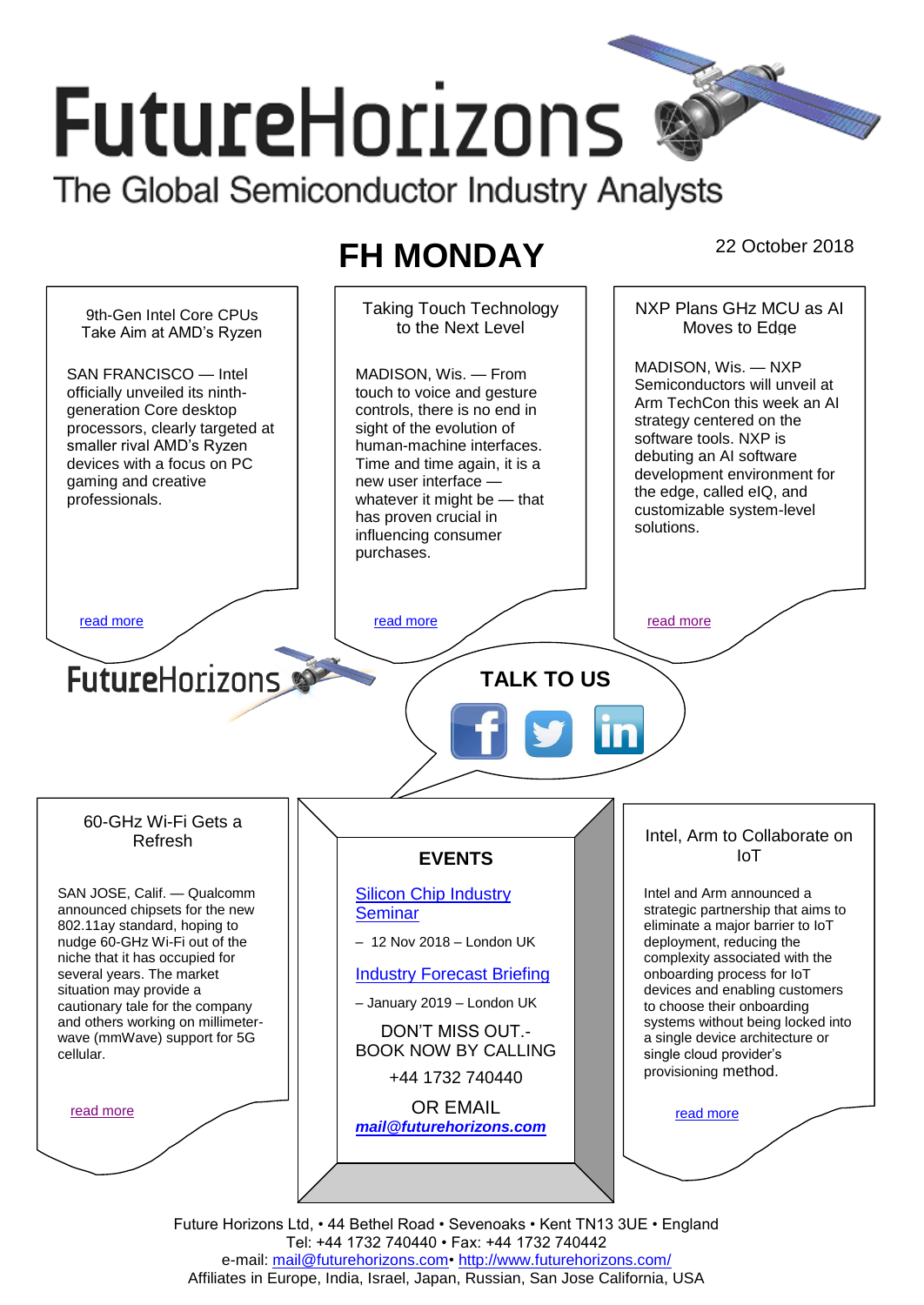# FutureHorizons

The Global Semiconductor Industry Analysts

## FH MONDAY

22 October 2018

### 9th-Gen Intel Core CPUs Take Aim at AMD's Ryzen

SAN FRANCISCO — Intel officially unveiled its ninth-generation Core desktop processors, clearly targeted at smaller rival AMD's Ryzen devices with a focus on PC gaming and creative professionals.

read more

### Taking Touch Technology to the Next Level

MADISON, Wis. — From touch to voice and gesture controls, there is no end in sight of the evolution of human-machine interfaces. Time and time again, it is a new user interface — whatever it might be — that has proven crucial in influencing consumer purchases.

read more

### NXP Plans GHz MCU as AI Moves to Edge

MADISON, Wis. — NXP Semiconductors will unveil at Arm TechCon this week an AI strategy centered on the software tools. NXP is debuting an AI software development environment for the edge, called eIQ, and customizable system-level solutions.

read more

FutureHorizons

**TALK TO US**

### 60-GHz Wi-Fi Gets a Refresh

SAN JOSE, Calif. — Qualcomm announced chipsets for the new 802.11ay standard, hoping to nudge 60-GHz Wi-Fi out of the niche that it has occupied for several years. The market situation may provide a cautionary tale for the company and others working on millimeter-wave (mmWave) support for 5G cellular.

read more

### EVENTS

Silicon Chip Industry Seminar

– 12 Nov 2018 – London UK

Industry Forecast Briefing

– January 2019 – London UK

DON'T MISS OUT.- BOOK NOW BY CALLING

+44 1732 740440

OR EMAIL

***mail@futurehorizons.com***

### Intel, Arm to Collaborate on IoT

Intel and Arm announced a strategic partnership that aims to eliminate a major barrier to IoT deployment, reducing the complexity associated with the onboarding process for IoT devices and enabling customers to choose their onboarding systems without being locked into a single device architecture or single cloud provider's provisioning method.

read more

Future Horizons Ltd, • 44 Bethel Road • Sevenoaks • Kent TN13 3UE • England
Tel: +44 1732 740440 • Fax: +44 1732 740442
e-mail: mail@futurehorizons.com• http://www.futurehorizons.com/
Affiliates in Europe, India, Israel, Japan, Russian, San Jose California, USA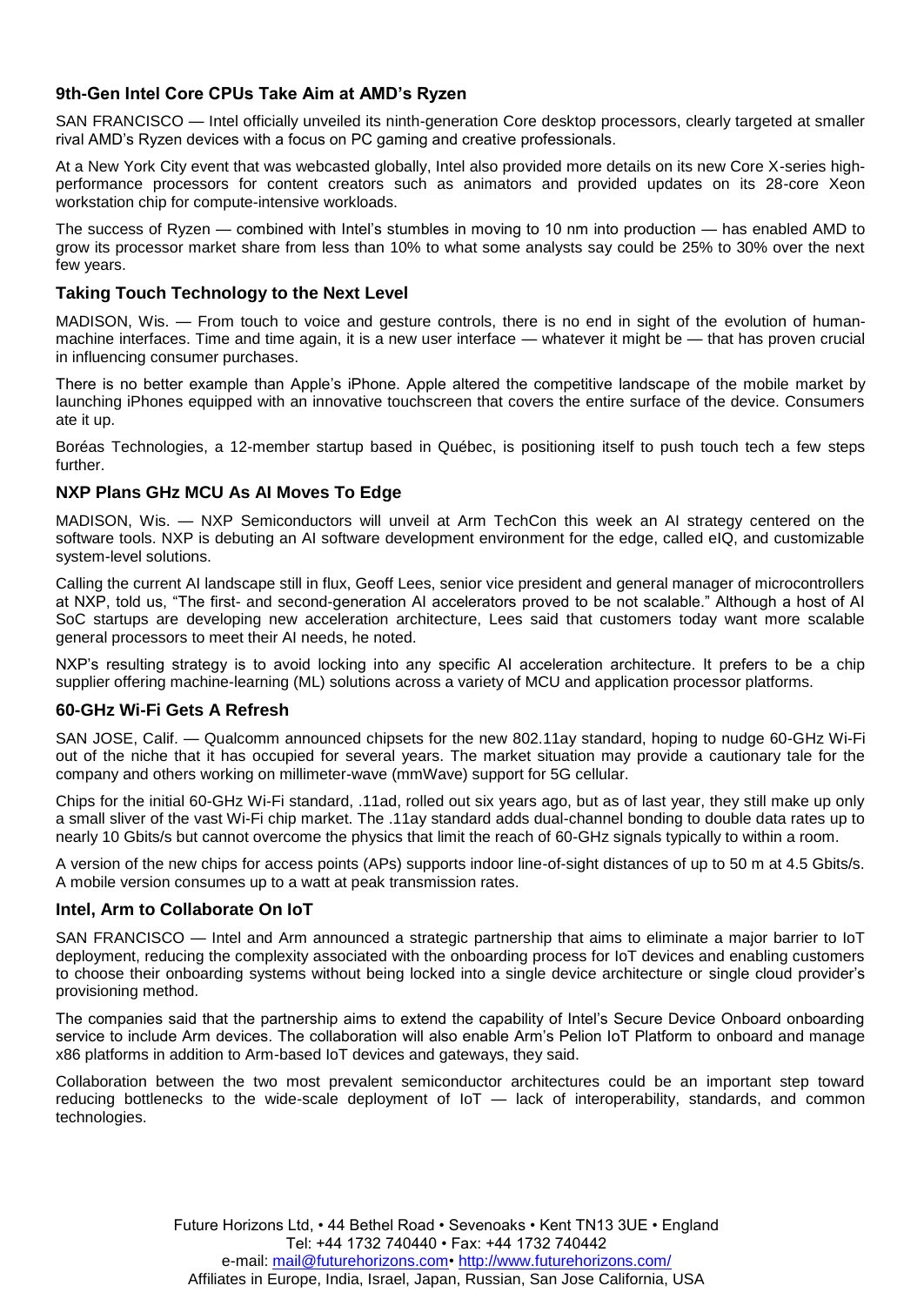### 9th-Gen Intel Core CPUs Take Aim at AMD's Ryzen

SAN FRANCISCO — Intel officially unveiled its ninth-generation Core desktop processors, clearly targeted at smaller rival AMD's Ryzen devices with a focus on PC gaming and creative professionals.

At a New York City event that was webcasted globally, Intel also provided more details on its new Core X-series high-performance processors for content creators such as animators and provided updates on its 28-core Xeon workstation chip for compute-intensive workloads.

The success of Ryzen — combined with Intel's stumbles in moving to 10 nm into production — has enabled AMD to grow its processor market share from less than 10% to what some analysts say could be 25% to 30% over the next few years.

### Taking Touch Technology to the Next Level

MADISON, Wis. — From touch to voice and gesture controls, there is no end in sight of the evolution of human-machine interfaces. Time and time again, it is a new user interface — whatever it might be — that has proven crucial in influencing consumer purchases.

There is no better example than Apple's iPhone. Apple altered the competitive landscape of the mobile market by launching iPhones equipped with an innovative touchscreen that covers the entire surface of the device. Consumers ate it up.

Boréas Technologies, a 12-member startup based in Québec, is positioning itself to push touch tech a few steps further.

### NXP Plans GHz MCU As AI Moves To Edge

MADISON, Wis. — NXP Semiconductors will unveil at Arm TechCon this week an AI strategy centered on the software tools. NXP is debuting an AI software development environment for the edge, called eIQ, and customizable system-level solutions.

Calling the current AI landscape still in flux, Geoff Lees, senior vice president and general manager of microcontrollers at NXP, told us, "The first- and second-generation AI accelerators proved to be not scalable." Although a host of AI SoC startups are developing new acceleration architecture, Lees said that customers today want more scalable general processors to meet their AI needs, he noted.

NXP's resulting strategy is to avoid locking into any specific AI acceleration architecture. It prefers to be a chip supplier offering machine-learning (ML) solutions across a variety of MCU and application processor platforms.

### 60-GHz Wi-Fi Gets A Refresh

SAN JOSE, Calif. — Qualcomm announced chipsets for the new 802.11ay standard, hoping to nudge 60-GHz Wi-Fi out of the niche that it has occupied for several years. The market situation may provide a cautionary tale for the company and others working on millimeter-wave (mmWave) support for 5G cellular.

Chips for the initial 60-GHz Wi-Fi standard, .11ad, rolled out six years ago, but as of last year, they still make up only a small sliver of the vast Wi-Fi chip market. The .11ay standard adds dual-channel bonding to double data rates up to nearly 10 Gbits/s but cannot overcome the physics that limit the reach of 60-GHz signals typically to within a room.

A version of the new chips for access points (APs) supports indoor line-of-sight distances of up to 50 m at 4.5 Gbits/s. A mobile version consumes up to a watt at peak transmission rates.

### Intel, Arm to Collaborate On IoT

SAN FRANCISCO — Intel and Arm announced a strategic partnership that aims to eliminate a major barrier to IoT deployment, reducing the complexity associated with the onboarding process for IoT devices and enabling customers to choose their onboarding systems without being locked into a single device architecture or single cloud provider's provisioning method.

The companies said that the partnership aims to extend the capability of Intel's Secure Device Onboard onboarding service to include Arm devices. The collaboration will also enable Arm's Pelion IoT Platform to onboard and manage x86 platforms in addition to Arm-based IoT devices and gateways, they said.

Collaboration between the two most prevalent semiconductor architectures could be an important step toward reducing bottlenecks to the wide-scale deployment of IoT — lack of interoperability, standards, and common technologies.

Future Horizons Ltd, • 44 Bethel Road • Sevenoaks • Kent TN13 3UE • England
Tel: +44 1732 740440 • Fax: +44 1732 740442
e-mail: mail@futurehorizons.com• http://www.futurehorizons.com/
Affiliates in Europe, India, Israel, Japan, Russian, San Jose California, USA